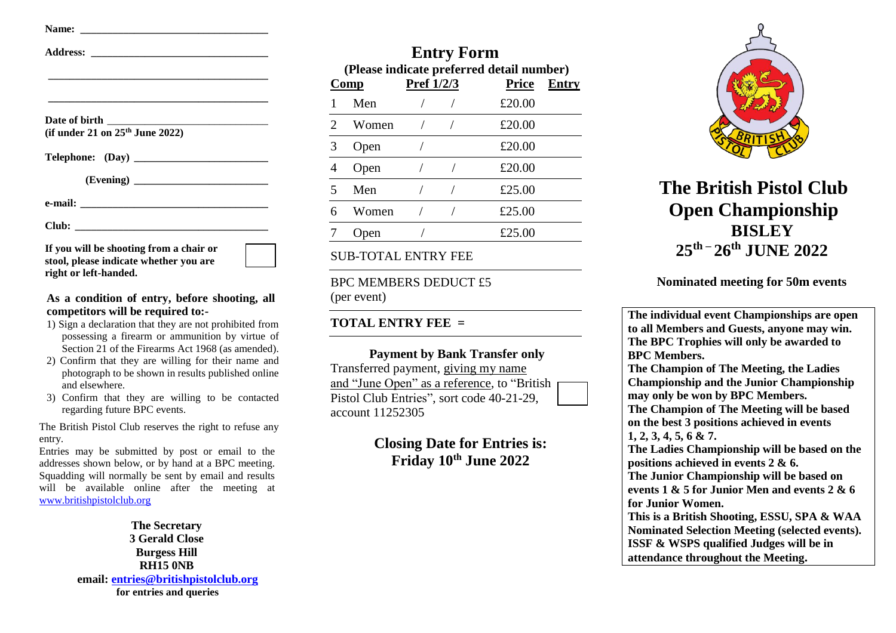**Name:** ___________________________________

**Address:** ________________________________

___________________________________________

___________________________________________

**Date of birth** ____________________________
**(if under 21 on 25th June 2022)**

**Telephone: (Day)** _________________________

**(Evening)** _________________________

**e-mail:** ___________________________________

**Club:** _____________________________________

**If you will be shooting from a chair or stool, please indicate whether you are right or left-handed.**

**As a condition of entry, before shooting, all competitors will be required to:-**

1) Sign a declaration that they are not prohibited from possessing a firearm or ammunition by virtue of Section 21 of the Firearms Act 1968 (as amended).
2) Confirm that they are willing for their name and photograph to be shown in results published online and elsewhere.
3) Confirm that they are willing to be contacted regarding future BPC events.

The British Pistol Club reserves the right to refuse any entry.

Entries may be submitted by post or email to the addresses shown below, or by hand at a BPC meeting. Squadding will normally be sent by email and results will be available online after the meeting at www.britishpistolclub.org

**The Secretary**
**3 Gerald Close**
**Burgess Hill**
**RH15 0NB**
**email: entries@britishpistolclub.org**
**for entries and queries**

# Entry Form

**(Please indicate preferred detail number)**

| Comp | | Pref 1/2/3 | Price | Entry |
|---|---|---|---|---|
| 1 | Men | / / | £20.00 | |
| 2 | Women | / / | £20.00 | |
| 3 | Open | / | £20.00 | |
| 4 | Open | / / | £20.00 | |
| 5 | Men | / / | £25.00 | |
| 6 | Women | / / | £25.00 | |
| 7 | Open | / | £25.00 | |

SUB-TOTAL ENTRY FEE

BPC MEMBERS DEDUCT £5
(per event)

**TOTAL ENTRY FEE =**

**Payment by Bank Transfer only**

Transferred payment, giving my name and "June Open" as a reference, to "British Pistol Club Entries", sort code 40-21-29, account 11252305

**Closing Date for Entries is:**
**Friday 10th June 2022**

# The British Pistol Club Open Championship

## BISLEY

## 25th – 26th JUNE 2022

**Nominated meeting for 50m events**

**The individual event Championships are open to all Members and Guests, anyone may win. The BPC Trophies will only be awarded to BPC Members.**
**The Champion of The Meeting, the Ladies Championship and the Junior Championship may only be won by BPC Members.**
**The Champion of The Meeting will be based on the best 3 positions achieved in events 1, 2, 3, 4, 5, 6 & 7.**
**The Ladies Championship will be based on the positions achieved in events 2 & 6.**
**The Junior Championship will be based on events 1 & 5 for Junior Men and events 2 & 6 for Junior Women.**
**This is a British Shooting, ESSU, SPA & WAA Nominated Selection Meeting (selected events).**
**ISSF & WSPS qualified Judges will be in attendance throughout the Meeting.**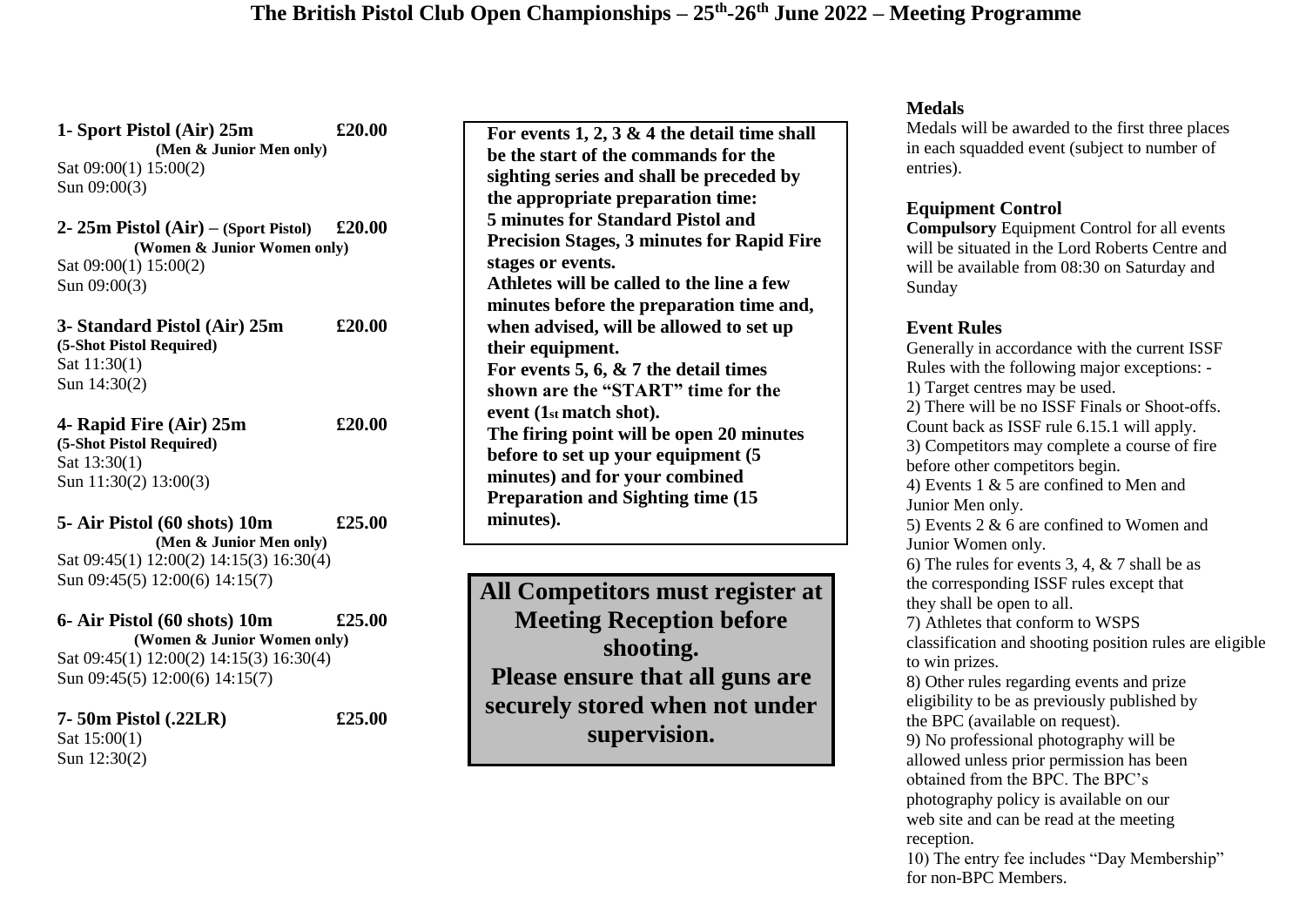# The British Pistol Club Open Championships – 25th-26th June 2022 – Meeting Programme

**1- Sport Pistol (Air) 25m** **£20.00**
**(Men & Junior Men only)**
Sat 09:00(1) 15:00(2)
Sun 09:00(3)

**2- 25m Pistol (Air) – (Sport Pistol)** **£20.00**
**(Women & Junior Women only)**
Sat 09:00(1) 15:00(2)
Sun 09:00(3)

**3- Standard Pistol (Air) 25m** **£20.00**
**(5-Shot Pistol Required)**
Sat 11:30(1)
Sun 14:30(2)

**4- Rapid Fire (Air) 25m** **£20.00**
**(5-Shot Pistol Required)**
Sat 13:30(1)
Sun 11:30(2) 13:00(3)

**5- Air Pistol (60 shots) 10m** **£25.00**
**(Men & Junior Men only)**
Sat 09:45(1) 12:00(2) 14:15(3) 16:30(4)
Sun 09:45(5) 12:00(6) 14:15(7)

**6- Air Pistol (60 shots) 10m** **£25.00**
**(Women & Junior Women only)**
Sat 09:45(1) 12:00(2) 14:15(3) 16:30(4)
Sun 09:45(5) 12:00(6) 14:15(7)

**7- 50m Pistol (.22LR)** **£25.00**
Sat 15:00(1)
Sun 12:30(2)

**For events 1, 2, 3 & 4 the detail time shall be the start of the commands for the sighting series and shall be preceded by the appropriate preparation time:**
**5 minutes for Standard Pistol and Precision Stages, 3 minutes for Rapid Fire stages or events.**
**Athletes will be called to the line a few minutes before the preparation time and, when advised, will be allowed to set up their equipment.**
**For events 5, 6, & 7 the detail times shown are the "START" time for the event (1st match shot).**
**The firing point will be open 20 minutes before to set up your equipment (5 minutes) and for your combined Preparation and Sighting time (15 minutes).**

**All Competitors must register at Meeting Reception before shooting.**
**Please ensure that all guns are securely stored when not under supervision.**

### Medals

Medals will be awarded to the first three places in each squadded event (subject to number of entries).

### Equipment Control

**Compulsory** Equipment Control for all events will be situated in the Lord Roberts Centre and will be available from 08:30 on Saturday and Sunday

### Event Rules

Generally in accordance with the current ISSF Rules with the following major exceptions: -
1) Target centres may be used.
2) There will be no ISSF Finals or Shoot-offs. Count back as ISSF rule 6.15.1 will apply.
3) Competitors may complete a course of fire before other competitors begin.
4) Events 1 & 5 are confined to Men and Junior Men only.
5) Events 2 & 6 are confined to Women and Junior Women only.
6) The rules for events 3, 4, & 7 shall be as the corresponding ISSF rules except that they shall be open to all.
7) Athletes that conform to WSPS classification and shooting position rules are eligible to win prizes.
8) Other rules regarding events and prize eligibility to be as previously published by the BPC (available on request).
9) No professional photography will be allowed unless prior permission has been obtained from the BPC. The BPC's photography policy is available on our web site and can be read at the meeting reception.
10) The entry fee includes "Day Membership" for non-BPC Members.